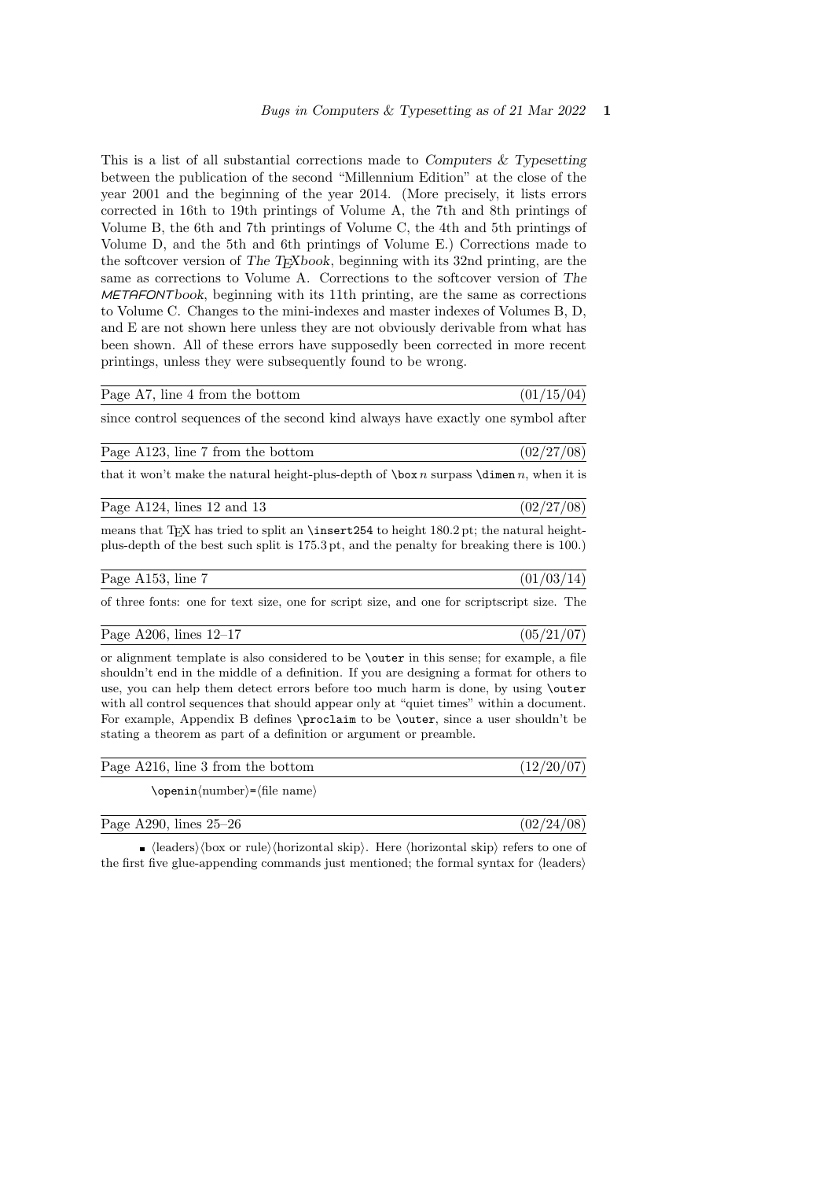This is a list of all substantial corrections made to *Computers & Typesetting* between the publication of the second "Millennium Edition" at the close of the year 2001 and the beginning of the year 2014. (More precisely, it lists errors corrected in 16th to 19th printings of Volume A, the 7th and 8th printings of Volume B, the 6th and 7th printings of Volume C, the 4th and 5th printings of Volume D, and the 5th and 6th printings of Volume E.) Corrections made to the softcover version of *The TEXbook*, beginning with its 32nd printing, are the same as corrections to Volume A. Corrections to the softcover version of *The METAFONTbook*, beginning with its 11th printing, are the same as corrections to Volume C. Changes to the mini-indexes and master indexes of Volumes B, D, and E are not shown here unless they are not obviously derivable from what has been shown. All of these errors have supposedly been corrected in more recent printings, unless they were subsequently found to be wrong.

---

Page A7, line 4 from the bottom (01/15/04)

---

since control sequences of the second kind always have exactly one symbol after

---

Page A123, line 7 from the bottom (02/27/08)

---

that it won't make the natural height-plus-depth of `\box`$n$ surpass `\dimen`$n$, when it is

---

Page A124, lines 12 and 13 (02/27/08)

---

means that TEX has tried to split an `\insert254` to height 180.2 pt; the natural height-plus-depth of the best such split is 175.3 pt, and the penalty for breaking there is 100.)

---

Page A153, line 7 (01/03/14)

---

of three fonts: one for text size, one for script size, and one for scriptscript size. The

---

Page A206, lines 12–17 (05/21/07)

---

or alignment template is also considered to be `\outer` in this sense; for example, a file shouldn't end in the middle of a definition. If you are designing a format for others to use, you can help them detect errors before too much harm is done, by using `\outer` with all control sequences that should appear only at "quiet times" within a document. For example, Appendix B defines `\proclaim` to be `\outer`, since a user shouldn't be stating a theorem as part of a definition or argument or preamble.

---

Page A216, line 3 from the bottom (12/20/07)

---

`\openin`⟨number⟩`=`⟨file name⟩

---

Page A290, lines 25–26 (02/24/08)

---

■ ⟨leaders⟩⟨box or rule⟩⟨horizontal skip⟩. Here ⟨horizontal skip⟩ refers to one of the first five glue-appending commands just mentioned; the formal syntax for ⟨leaders⟩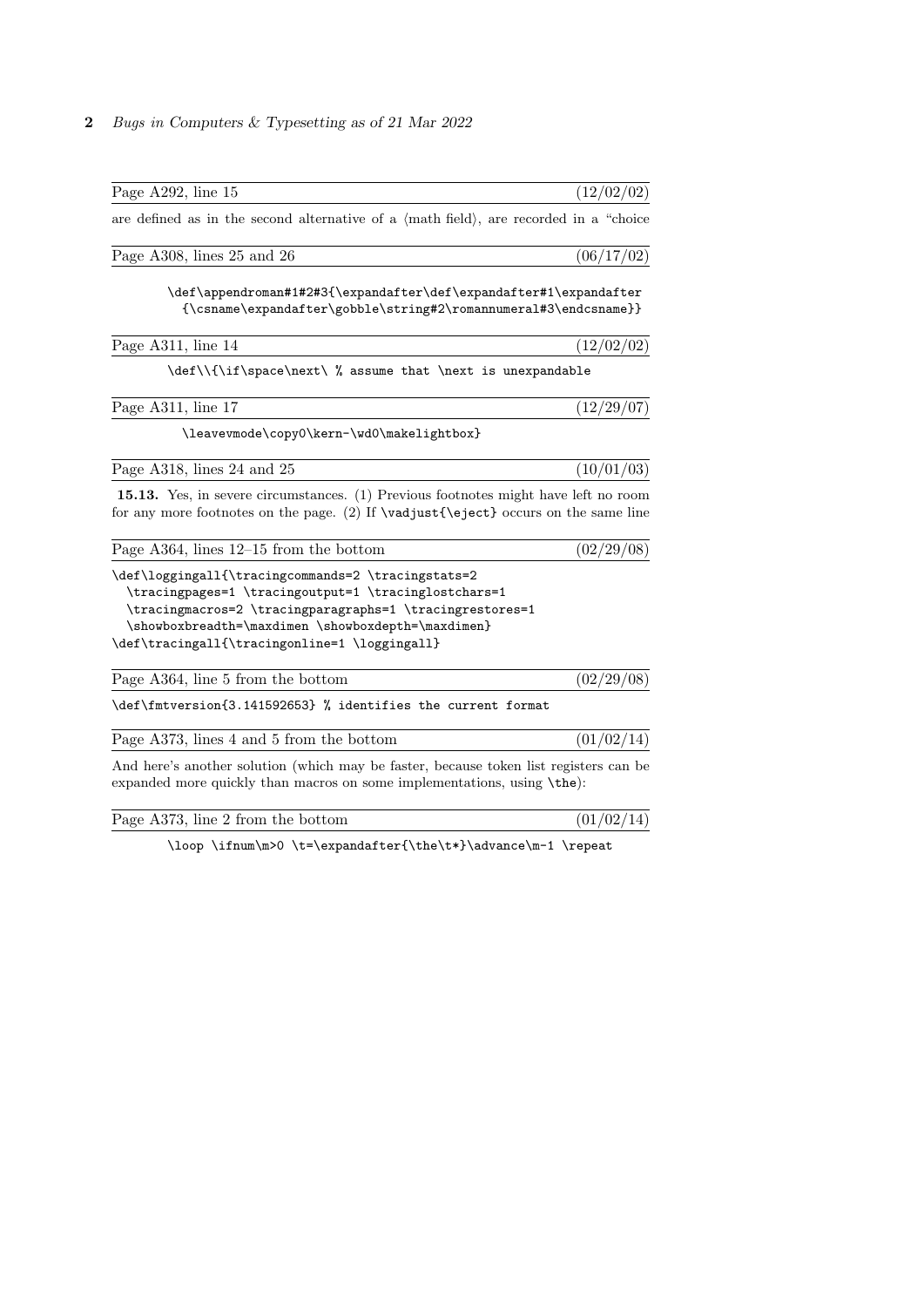Page A292, line 15 (12/02/02)

are defined as in the second alternative of a ⟨math field⟩, are recorded in a "choice

Page A308, lines 25 and 26 (06/17/02)

```
\def\appendroman#1#2#3{\expandafter\def\expandafter#1\expandafter
  {\csname\expandafter\gobble\string#2\romannumeral#3\endcsname}}
```

Page A311, line 14 (12/02/02)

```
\def\\{\if\space\next\ % assume that \next is unexpandable
```

Page A311, line 17 (12/29/07)

```
\leavevmode\copy0\kern-\wd0\makelightbox}
```

Page A318, lines 24 and 25 (10/01/03)

**15.13.** Yes, in severe circumstances. (1) Previous footnotes might have left no room for any more footnotes on the page. (2) If `\vadjust{\eject}` occurs on the same line

Page A364, lines 12–15 from the bottom (02/29/08)

```
\def\loggingall{\tracingcommands=2 \tracingstats=2
  \tracingpages=1 \tracingoutput=1 \tracinglostchars=1
  \tracingmacros=2 \tracingparagraphs=1 \tracingrestores=1
  \showboxbreadth=\maxdimen \showboxdepth=\maxdimen}
\def\tracingall{\tracingonline=1 \loggingall}
```

Page A364, line 5 from the bottom (02/29/08)

```
\def\fmtversion{3.141592653} % identifies the current format
```

Page A373, lines 4 and 5 from the bottom (01/02/14)

And here's another solution (which may be faster, because token list registers can be expanded more quickly than macros on some implementations, using `\the`):

Page A373, line 2 from the bottom (01/02/14)

```
\loop \ifnum\m>0 \t=\expandafter{\the\t*}\advance\m-1 \repeat
```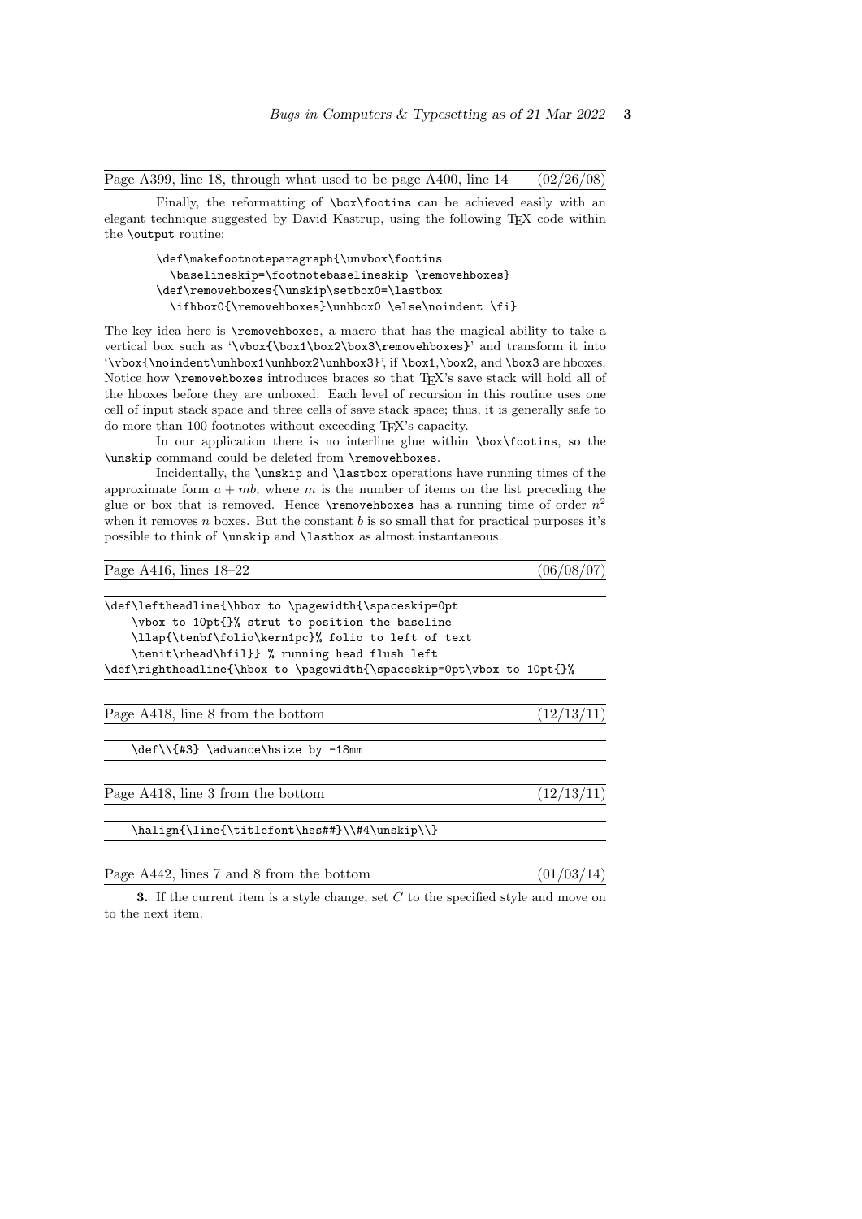Page A399, line 18, through what used to be page A400, line 14 (02/26/08)

Finally, the reformatting of `\box\footins` can be achieved easily with an elegant technique suggested by David Kastrup, using the following TeX code within the `\output` routine:

```
\def\makefootnoteparagraph{\unvbox\footins
  \baselineskip=\footnotebaselineskip \removehboxes}
\def\removehboxes{\unskip\setbox0=\lastbox
  \ifhbox0{\removehboxes}\unhbox0 \else\noindent \fi}
```

The key idea here is `\removehboxes`, a macro that has the magical ability to take a vertical box such as '`\vbox{\box1\box2\box3\removehboxes}`' and transform it into '`\vbox{\noindent\unhbox1\unhbox2\unhbox3}`', if `\box1`,`\box2`, and `\box3` are hboxes. Notice how `\removehboxes` introduces braces so that TeX's save stack will hold all of the hboxes before they are unboxed. Each level of recursion in this routine uses one cell of input stack space and three cells of save stack space; thus, it is generally safe to do more than 100 footnotes without exceeding TeX's capacity.

In our application there is no interline glue within `\box\footins`, so the `\unskip` command could be deleted from `\removehboxes`.

Incidentally, the `\unskip` and `\lastbox` operations have running times of the approximate form $a + mb$, where $m$ is the number of items on the list preceding the glue or box that is removed. Hence `\removehboxes` has a running time of order $n^2$ when it removes $n$ boxes. But the constant $b$ is so small that for practical purposes it's possible to think of `\unskip` and `\lastbox` as almost instantaneous.

Page A416, lines 18–22 (06/08/07)

```
\def\leftheadline{\hbox to \pagewidth{\spaceskip=0pt
    \vbox to 10pt{}% strut to position the baseline
    \llap{\tenbf\folio\kern1pc}% folio to left of text
    \tenit\rhead\hfil}} % running head flush left
\def\rightheadline{\hbox to \pagewidth{\spaceskip=0pt\vbox to 10pt{}%
```

Page A418, line 8 from the bottom (12/13/11)

```
    \def\\{#3} \advance\hsize by -18mm
```

Page A418, line 3 from the bottom (12/13/11)

```
    \halign{\line{\titlefont\hss##}\\#4\unskip\\}
```

Page A442, lines 7 and 8 from the bottom (01/03/14)

**3.** If the current item is a style change, set $C$ to the specified style and move on to the next item.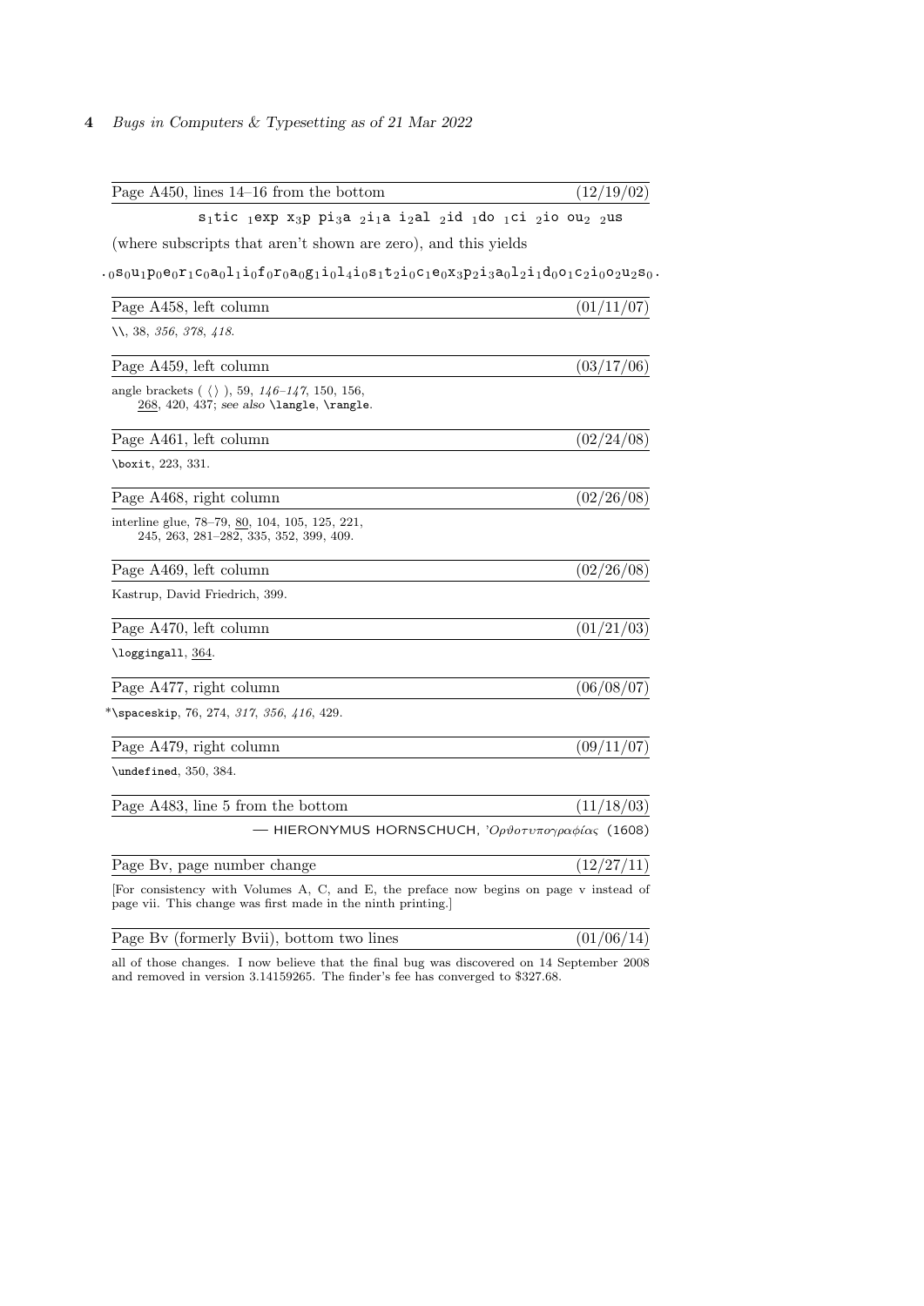Page A450, lines 14–16 from the bottom (12/19/02)

$\texttt{s}_1\texttt{tic}\ {}_1\texttt{exp}\ \texttt{x}_3\texttt{p}\ \texttt{pi}_3\texttt{a}\ {}_2\texttt{i}_1\texttt{a}\ \texttt{i}_2\texttt{al}\ {}_2\texttt{id}\ {}_1\texttt{do}\ {}_1\texttt{ci}\ {}_2\texttt{io}\ \texttt{ou}_2\ {}_2\texttt{us}$

(where subscripts that aren't shown are zero), and this yields

$\texttt{.}_0\texttt{s}_0\texttt{u}_1\texttt{p}_0\texttt{e}_0\texttt{r}_1\texttt{c}_0\texttt{a}_0\texttt{l}_1\texttt{i}_0\texttt{f}_0\texttt{r}_0\texttt{a}_0\texttt{g}_1\texttt{i}_0\texttt{l}_4\texttt{i}_0\texttt{s}_1\texttt{t}_2\texttt{i}_0\texttt{c}_1\texttt{e}_0\texttt{x}_3\texttt{p}_2\texttt{i}_3\texttt{a}_0\texttt{l}_2\texttt{i}_1\texttt{d}_0\texttt{o}_1\texttt{c}_2\texttt{i}_0\texttt{o}_2\texttt{u}_2\texttt{s}_0\texttt{.}$

Page A458, left column (01/11/07)

`\\`, 38, *356*, *378*, *418*.

Page A459, left column (03/17/06)

angle brackets ( ⟨⟩ ), 59, *146–147*, 150, 156, 268, 420, 437; *see also* `\langle`, `\rangle`.

Page A461, left column (02/24/08)

`\boxit`, 223, 331.

Page A468, right column (02/26/08)

interline glue, 78–79, 80, 104, 105, 125, 221, 245, 263, 281–282, 335, 352, 399, 409.

Page A469, left column (02/26/08)

Kastrup, David Friedrich, 399.

Page A470, left column (01/21/03)

`\loggingall`, 364.

Page A477, right column (06/08/07)

*`\spaceskip`, 76, 274, *317*, *356*, *416*, 429.

Page A479, right column (09/11/07)

`\undefined`, 350, 384.

Page A483, line 5 from the bottom (11/18/03)

— HIERONYMUS HORNSCHUCH, *'Ορθοτυπογραφίας* (1608)

Page Bv, page number change (12/27/11)

[For consistency with Volumes A, C, and E, the preface now begins on page v instead of page vii. This change was first made in the ninth printing.]

Page Bv (formerly Bvii), bottom two lines (01/06/14)

all of those changes. I now believe that the final bug was discovered on 14 September 2008 and removed in version 3.14159265. The finder's fee has converged to $327.68.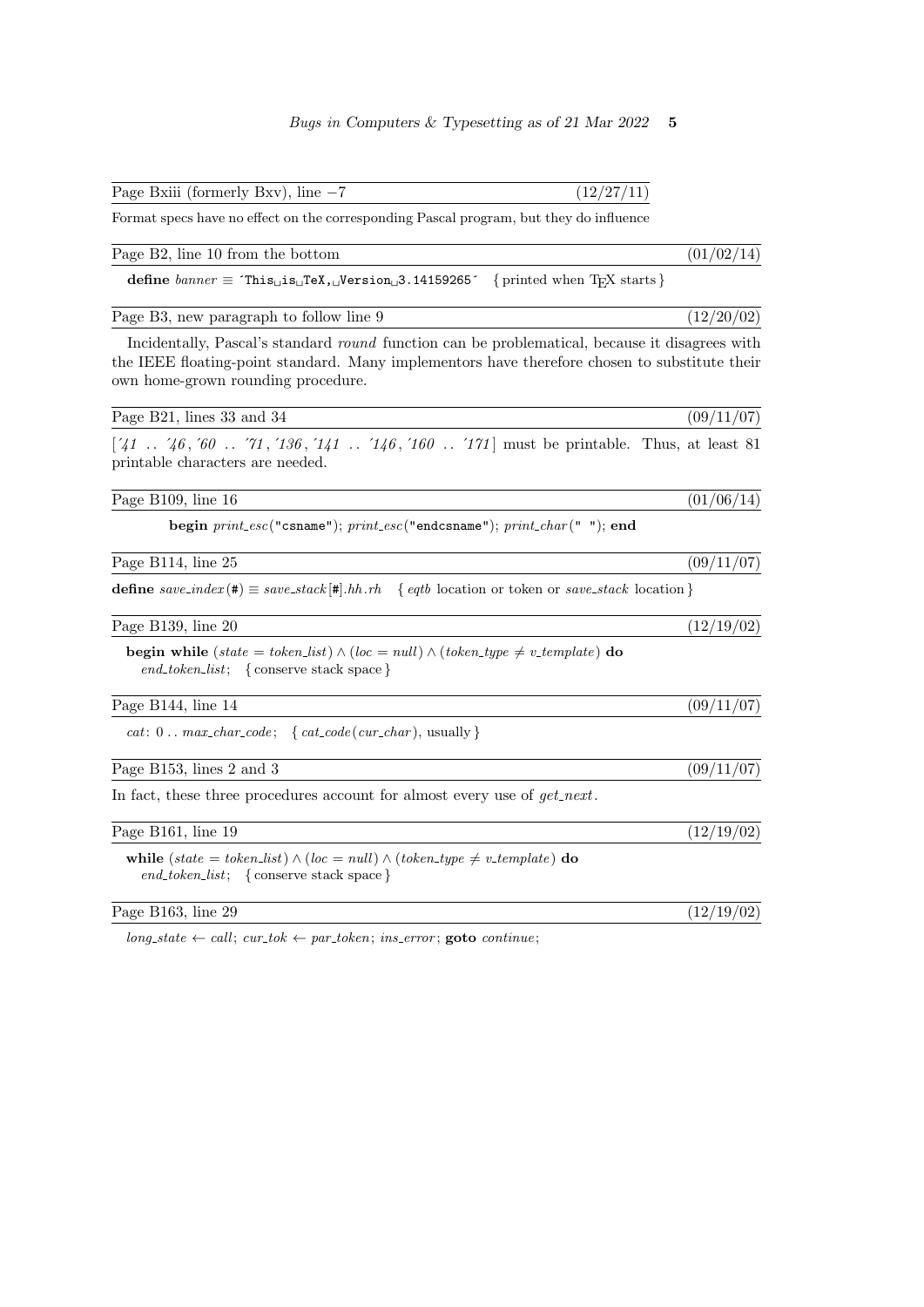Page Bxiii (formerly Bxv), line −7 (12/27/11)

Format specs have no effect on the corresponding Pascal program, but they do influence

Page B2, line 10 from the bottom (01/02/14)

**define** *banner* ≡ ´This␣is␣TeX,␣Version␣3.14159265´ { printed when TEX starts }

Page B3, new paragraph to follow line 9 (12/20/02)

Incidentally, Pascal's standard *round* function can be problematical, because it disagrees with the IEEE floating-point standard. Many implementors have therefore chosen to substitute their own home-grown rounding procedure.

Page B21, lines 33 and 34 (09/11/07)

[*´41* .. *´46*, *´60* .. *´71*, *´136*, *´141* .. *´146*, *´160* .. *´171*] must be printable. Thus, at least 81 printable characters are needed.

Page B109, line 16 (01/06/14)

**begin** *print_esc*("csname"); *print_esc*("endcsname"); *print_char*(" "); **end**

Page B114, line 25 (09/11/07)

**define** *save_index*(#) ≡ *save_stack*[#].*hh*.*rh* { *eqtb* location or token or *save_stack* location }

Page B139, line 20 (12/19/02)

**begin while** $(state = token\_list) \land (loc = null) \land (token\_type \neq v\_template)$ **do**
*end_token_list*; { conserve stack space }

Page B144, line 14 (09/11/07)

*cat*: 0 .. *max_char_code*; { *cat_code*(*cur_char*), usually }

Page B153, lines 2 and 3 (09/11/07)

In fact, these three procedures account for almost every use of *get_next*.

Page B161, line 19 (12/19/02)

**while** $(state = token\_list) \land (loc = null) \land (token\_type \neq v\_template)$ **do**
*end_token_list*; { conserve stack space }

Page B163, line 29 (12/19/02)

*long_state* ← *call*; *cur_tok* ← *par_token*; *ins_error*; **goto** *continue*;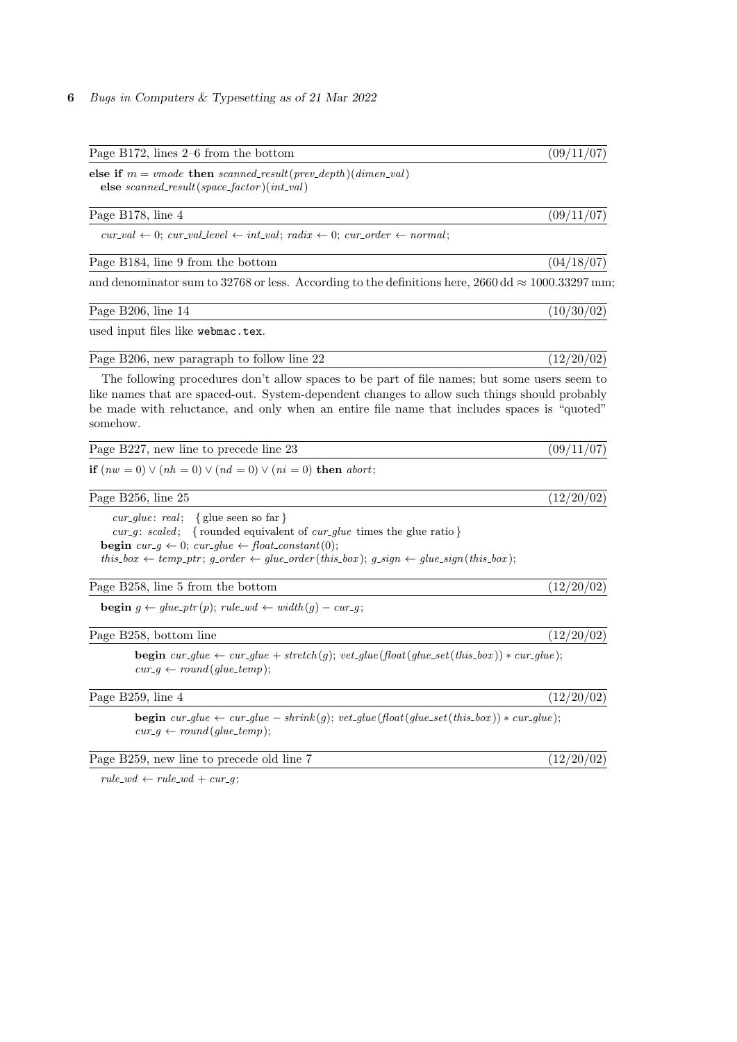Page B172, lines 2–6 from the bottom (09/11/07)

**else if** $m = vmode$ **then** *scanned_result*(*prev_depth*)(*dimen_val*)
**else** *scanned_result*(*space_factor*)(*int_val*)

Page B178, line 4 (09/11/07)

$cur\_val \leftarrow 0$; $cur\_val\_level \leftarrow int\_val$; $radix \leftarrow 0$; $cur\_order \leftarrow normal$;

Page B184, line 9 from the bottom (04/18/07)

and denominator sum to 32768 or less. According to the definitions here, 2660 dd ≈ 1000.33297 mm;

Page B206, line 14 (10/30/02)

used input files like `webmac.tex`.

Page B206, new paragraph to follow line 22 (12/20/02)

The following procedures don't allow spaces to be part of file names; but some users seem to like names that are spaced-out. System-dependent changes to allow such things should probably be made with reluctance, and only when an entire file name that includes spaces is "quoted" somehow.

Page B227, new line to precede line 23 (09/11/07)

**if** $(nw = 0) \lor (nh = 0) \lor (nd = 0) \lor (ni = 0)$ **then** *abort*;

Page B256, line 25 (12/20/02)

*cur_glue*: *real*; { glue seen so far }
*cur_g*: *scaled*; { rounded equivalent of *cur_glue* times the glue ratio }
**begin** $cur\_g \leftarrow 0$; $cur\_glue \leftarrow float\_constant(0)$;
$this\_box \leftarrow temp\_ptr$; $g\_order \leftarrow glue\_order(this\_box)$; $g\_sign \leftarrow glue\_sign(this\_box)$;

Page B258, line 5 from the bottom (12/20/02)

**begin** $g \leftarrow glue\_ptr(p)$; $rule\_wd \leftarrow width(g) - cur\_g$;

Page B258, bottom line (12/20/02)

**begin** $cur\_glue \leftarrow cur\_glue + stretch(g)$; $vet\_glue(float(glue\_set(this\_box)) * cur\_glue)$;
$cur\_g \leftarrow round(glue\_temp)$;

Page B259, line 4 (12/20/02)

**begin** $cur\_glue \leftarrow cur\_glue - shrink(g)$; $vet\_glue(float(glue\_set(this\_box)) * cur\_glue)$;
$cur\_g \leftarrow round(glue\_temp)$;

Page B259, new line to precede old line 7 (12/20/02)

$rule\_wd \leftarrow rule\_wd + cur\_g$;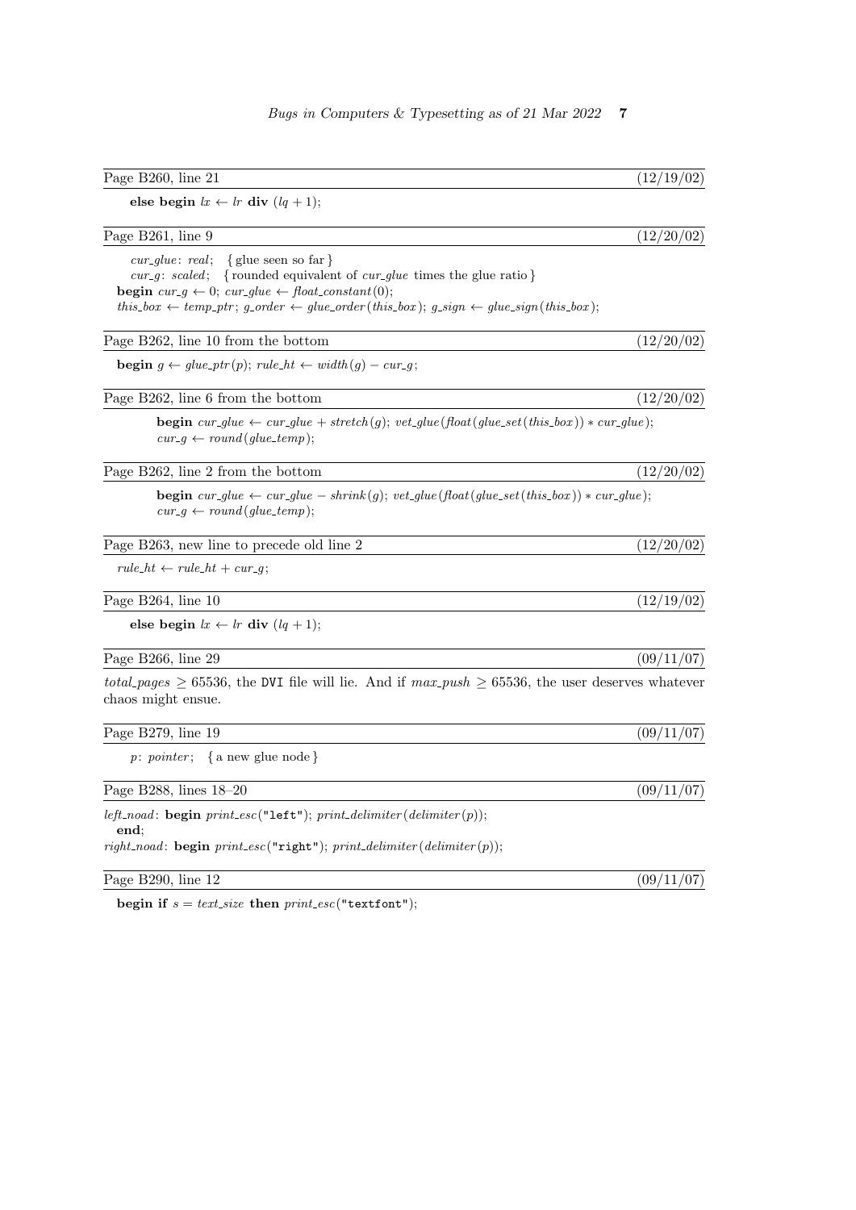Page B260, line 21 (12/19/02)

**else begin** $lx \leftarrow lr$ **div** $(lq + 1)$;

Page B261, line 9 (12/20/02)

*cur_glue*: *real*; { glue seen so far }
*cur_g*: *scaled*; { rounded equivalent of *cur_glue* times the glue ratio }
**begin** $cur\_g \leftarrow 0$; $cur\_glue \leftarrow float\_constant(0)$;
$this\_box \leftarrow temp\_ptr$; $g\_order \leftarrow glue\_order(this\_box)$; $g\_sign \leftarrow glue\_sign(this\_box)$;

Page B262, line 10 from the bottom (12/20/02)

**begin** $g \leftarrow glue\_ptr(p)$; $rule\_ht \leftarrow width(g) - cur\_g$;

Page B262, line 6 from the bottom (12/20/02)

**begin** $cur\_glue \leftarrow cur\_glue + stretch(g)$; $vet\_glue(float(glue\_set(this\_box)) * cur\_glue)$;
$cur\_g \leftarrow round(glue\_temp)$;

Page B262, line 2 from the bottom (12/20/02)

**begin** $cur\_glue \leftarrow cur\_glue - shrink(g)$; $vet\_glue(float(glue\_set(this\_box)) * cur\_glue)$;
$cur\_g \leftarrow round(glue\_temp)$;

Page B263, new line to precede old line 2 (12/20/02)

$rule\_ht \leftarrow rule\_ht + cur\_g$;

Page B264, line 10 (12/19/02)

**else begin** $lx \leftarrow lr$ **div** $(lq + 1)$;

Page B266, line 29 (09/11/07)

$total\_pages \geq 65536$, the DVI file will lie. And if $max\_push \geq 65536$, the user deserves whatever chaos might ensue.

Page B279, line 19 (09/11/07)

*p*: *pointer*; { a new glue node }

Page B288, lines 18–20 (09/11/07)

*left_noad*: **begin** *print_esc*("left"); *print_delimiter*(*delimiter*(*p*));
**end**;
*right_noad*: **begin** *print_esc*("right"); *print_delimiter*(*delimiter*(*p*));

Page B290, line 12 (09/11/07)

**begin if** $s = text\_size$ **then** *print_esc*("textfont");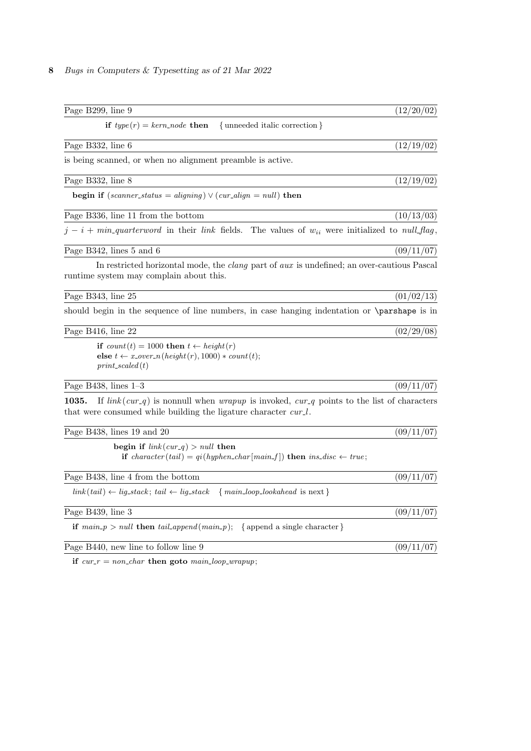Page B299, line 9 (12/20/02)

**if** $type(r) = kern\_node$ **then** { unneeded italic correction }

Page B332, line 6 (12/19/02)

is being scanned, or when no alignment preamble is active.

Page B332, line 8 (12/19/02)

**begin if** $(scanner\_status = aligning) \lor (cur\_align = null)$ **then**

Page B336, line 11 from the bottom (10/13/03)

$j - i + min\_quarterword$ in their *link* fields. The values of $w_{ii}$ were initialized to *null_flag*,

Page B342, lines 5 and 6 (09/11/07)

In restricted horizontal mode, the *clang* part of *aux* is undefined; an over-cautious Pascal runtime system may complain about this.

Page B343, line 25 (01/02/13)

should begin in the sequence of line numbers, in case hanging indentation or \parshape is in

Page B416, line 22 (02/29/08)

**if** $count(t) = 1000$ **then** $t \leftarrow height(r)$
**else** $t \leftarrow x\_over\_n(height(r), 1000) * count(t)$;
$print\_scaled(t)$

Page B438, lines 1–3 (09/11/07)

**1035.** If $link(cur\_q)$ is nonnull when *wrapup* is invoked, *cur_q* points to the list of characters that were consumed while building the ligature character *cur_l*.

Page B438, lines 19 and 20 (09/11/07)

**begin if** $link(cur\_q) > null$ **then**
**if** $character(tail) = qi(hyphen\_char[main\_f])$ **then** $ins\_disc \leftarrow true$;

Page B438, line 4 from the bottom (09/11/07)

$link(tail) \leftarrow lig\_stack$; $tail \leftarrow lig\_stack$ { *main_loop_lookahead* is next }

Page B439, line 3 (09/11/07)

**if** $main\_p > null$ **then** $tail\_append(main\_p)$; { append a single character }

Page B440, new line to follow line 9 (09/11/07)

**if** $cur\_r = non\_char$ **then goto** *main_loop_wrapup*;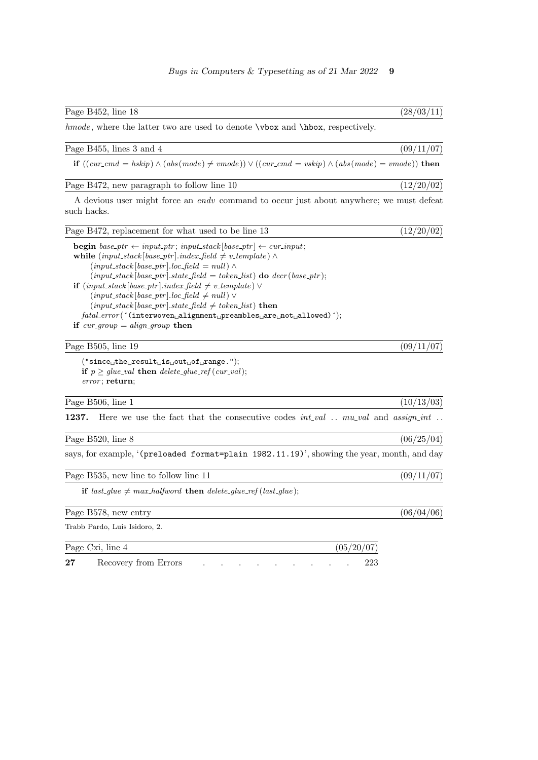Page B452, line 18 (28/03/11)

*hmode*, where the latter two are used to denote \vbox and \hbox, respectively.

Page B455, lines 3 and 4 (09/11/07)

**if** $((cur\_cmd = hskip) \wedge (abs(mode) \neq vmode)) \vee ((cur\_cmd = vskip) \wedge (abs(mode) = vmode))$ **then**

Page B472, new paragraph to follow line 10 (12/20/02)

A devious user might force an *endv* command to occur just about anywhere; we must defeat such hacks.

Page B472, replacement for what used to be line 13 (12/20/02)

**begin** $base\_ptr \leftarrow input\_ptr$; $input\_stack[base\_ptr] \leftarrow cur\_input$;
**while** $(input\_stack[base\_ptr].index\_field \neq v\_template) \wedge$
  $(input\_stack[base\_ptr].loc\_field = null) \wedge$
  $(input\_stack[base\_ptr].state\_field = token\_list)$ **do** $decr(base\_ptr)$;
**if** $(input\_stack[base\_ptr].index\_field \neq v\_template) \vee$
  $(input\_stack[base\_ptr].loc\_field \neq null) \vee$
  $(input\_stack[base\_ptr].state\_field \neq token\_list)$ **then**
 *fatal_error*(´(interwoven␣alignment␣preambles␣are␣not␣allowed)´);
**if** $cur\_group = align\_group$ **then**

Page B505, line 19 (09/11/07)

("since␣the␣result␣is␣out␣of␣range.");
**if** $p \geq glue\_val$ **then** $delete\_glue\_ref(cur\_val)$;
*error*; **return**;

Page B506, line 1 (10/13/03)

**1237.** Here we use the fact that the consecutive codes *int_val* .. *mu_val* and *assign_int* ..

Page B520, line 8 (06/25/04)

says, for example, '(preloaded format=plain 1982.11.19)', showing the year, month, and day

Page B535, new line to follow line 11 (09/11/07)

**if** $last\_glue \neq max\_halfword$ **then** $delete\_glue\_ref(last\_glue)$;

Page B578, new entry (06/04/06)

Trabb Pardo, Luis Isidoro, 2.

Page Cxi, line 4 (05/20/07)

**27** Recovery from Errors . . . . . . . . . . 223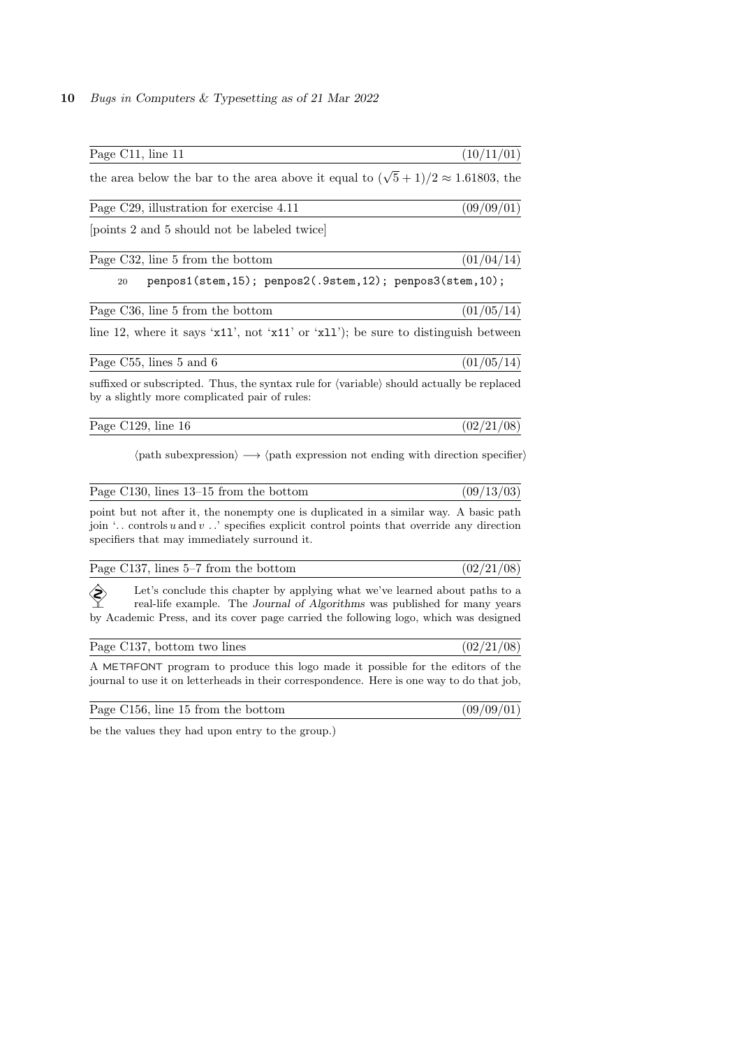Page C11, line 11 (10/11/01)

the area below the bar to the area above it equal to $(\sqrt{5}+1)/2 \approx 1.61803$, the

Page C29, illustration for exercise 4.11 (09/09/01)

[points 2 and 5 should not be labeled twice]

Page C32, line 5 from the bottom (01/04/14)

```
20    penpos1(stem,15); penpos2(.9stem,12); penpos3(stem,10);
```

Page C36, line 5 from the bottom (01/05/14)

line 12, where it says 'x1l', not 'x11' or 'xll'); be sure to distinguish between

Page C55, lines 5 and 6 (01/05/14)

suffixed or subscripted. Thus, the syntax rule for ⟨variable⟩ should actually be replaced by a slightly more complicated pair of rules:

Page C129, line 16 (02/21/08)

⟨path subexpression⟩ ⟶ ⟨path expression not ending with direction specifier⟩

Page C130, lines 13–15 from the bottom (09/13/03)

point but not after it, the nonempty one is duplicated in a similar way. A basic path join '.. controls $u$ and $v$ ..' specifies explicit control points that override any direction specifiers that may immediately surround it.

Page C137, lines 5–7 from the bottom (02/21/08)

Let's conclude this chapter by applying what we've learned about paths to a real-life example. The *Journal of Algorithms* was published for many years by Academic Press, and its cover page carried the following logo, which was designed

Page C137, bottom two lines (02/21/08)

A METAFONT program to produce this logo made it possible for the editors of the journal to use it on letterheads in their correspondence. Here is one way to do that job,

Page C156, line 15 from the bottom (09/09/01)

be the values they had upon entry to the group.)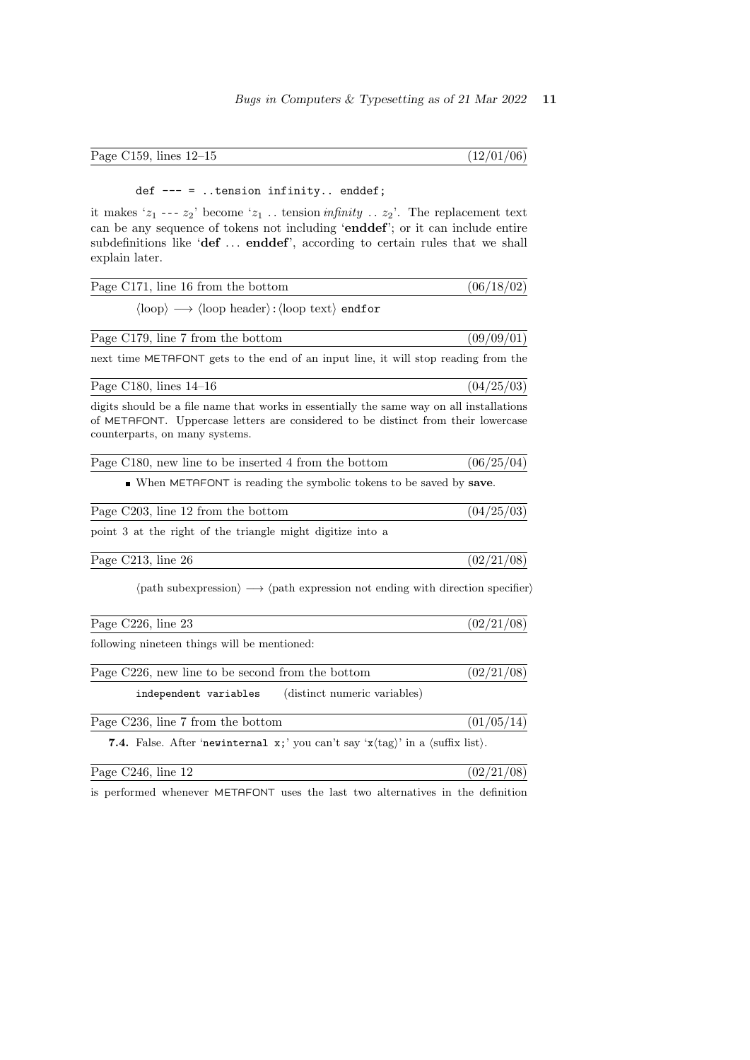Page C159, lines 12–15 (12/01/06)

```
def --- = ..tension infinity.. enddef;
```

it makes '$z_1$ --- $z_2$' become '$z_1$ .. tension *infinity* .. $z_2$'. The replacement text can be any sequence of tokens not including '**enddef**'; or it can include entire subdefinitions like '**def** ... **enddef**', according to certain rules that we shall explain later.

Page C171, line 16 from the bottom (06/18/02)

⟨loop⟩ ⟶ ⟨loop header⟩`:`⟨loop text⟩ `endfor`

Page C179, line 7 from the bottom (09/09/01)

next time METAFONT gets to the end of an input line, it will stop reading from the

Page C180, lines 14–16 (04/25/03)

digits should be a file name that works in essentially the same way on all installations of METAFONT. Uppercase letters are considered to be distinct from their lowercase counterparts, on many systems.

Page C180, new line to be inserted 4 from the bottom (06/25/04)

- When METAFONT is reading the symbolic tokens to be saved by **save**.

Page C203, line 12 from the bottom (04/25/03)

point 3 at the right of the triangle might digitize into a

Page C213, line 26 (02/21/08)

⟨path subexpression⟩ ⟶ ⟨path expression not ending with direction specifier⟩

Page C226, line 23 (02/21/08)

following nineteen things will be mentioned:

Page C226, new line to be second from the bottom (02/21/08)

`independent variables` (distinct numeric variables)

Page C236, line 7 from the bottom (01/05/14)

**7.4.** False. After '`newinternal x;`' you can't say '`x`⟨tag⟩' in a ⟨suffix list⟩.

Page C246, line 12 (02/21/08)

is performed whenever METAFONT uses the last two alternatives in the definition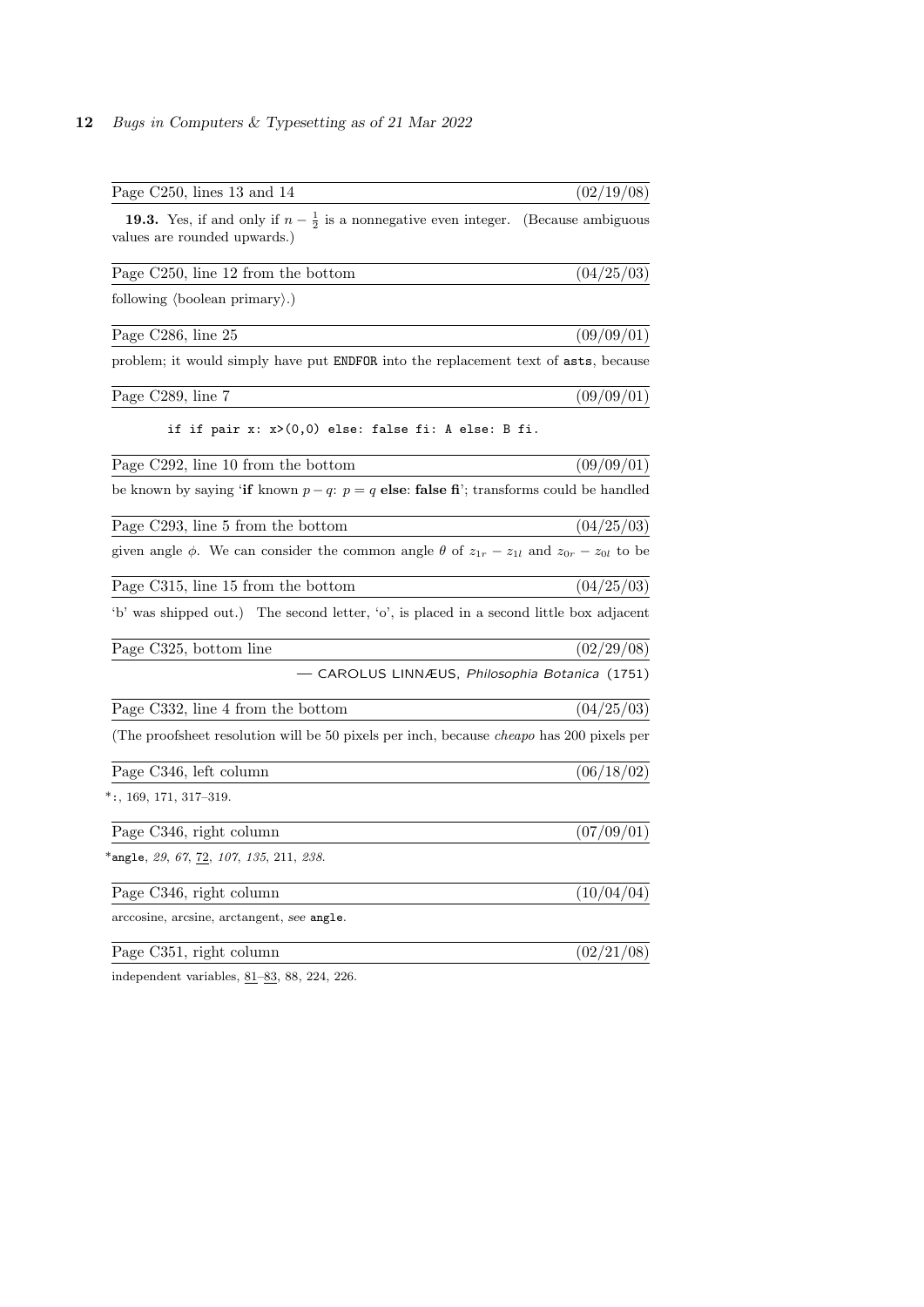Page C250, lines 13 and 14 (02/19/08)

**19.3.** Yes, if and only if $n - \frac{1}{2}$ is a nonnegative even integer. (Because ambiguous values are rounded upwards.)

Page C250, line 12 from the bottom (04/25/03)

following ⟨boolean primary⟩.)

Page C286, line 25 (09/09/01)

problem; it would simply have put `ENDFOR` into the replacement text of `asts`, because

Page C289, line 7 (09/09/01)

```
if if pair x: x>(0,0) else: false fi: A else: B fi.
```

Page C292, line 10 from the bottom (09/09/01)

be known by saying '**if** known $p - q$: $p = q$ **else**: **false fi**'; transforms could be handled

Page C293, line 5 from the bottom (04/25/03)

given angle $\phi$. We can consider the common angle $\theta$ of $z_{1r} - z_{1l}$ and $z_{0r} - z_{0l}$ to be

Page C315, line 15 from the bottom (04/25/03)

'b' was shipped out.) The second letter, 'o', is placed in a second little box adjacent

Page C325, bottom line (02/29/08)

— CAROLUS LINNÆUS, *Philosophia Botanica* (1751)

Page C332, line 4 from the bottom (04/25/03)

(The proofsheet resolution will be 50 pixels per inch, because *cheapo* has 200 pixels per

Page C346, left column (06/18/02)

*`:`, 169, 171, 317–319.

Page C346, right column (07/09/01)

*`angle`, *29*, *67*, 72, *107*, *135*, 211, *238*.

Page C346, right column (10/04/04)

arccosine, arcsine, arctangent, *see* `angle`.

Page C351, right column (02/21/08)

independent variables, 81–83, 88, 224, 226.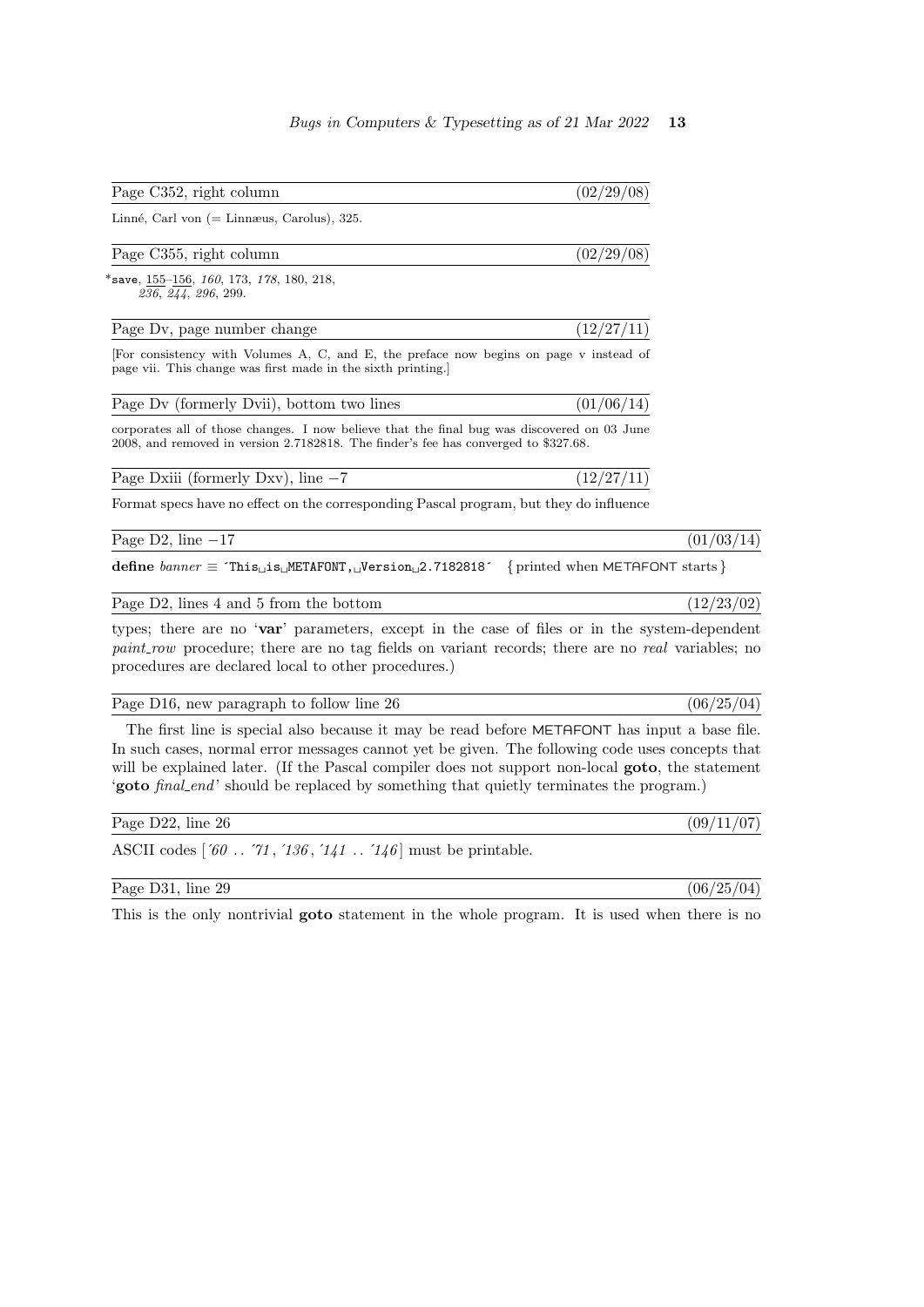Page C352, right column (02/29/08)

Linné, Carl von (= Linnæus, Carolus), 325.

Page C355, right column (02/29/08)

*save, 155–156, *160*, 173, *178*, 180, 218, *236*, *244*, *296*, 299.

Page Dv, page number change (12/27/11)

[For consistency with Volumes A, C, and E, the preface now begins on page v instead of page vii. This change was first made in the sixth printing.]

Page Dv (formerly Dvii), bottom two lines (01/06/14)

corporates all of those changes. I now believe that the final bug was discovered on 03 June 2008, and removed in version 2.7182818. The finder's fee has converged to $327.68.

Page Dxiii (formerly Dxv), line −7 (12/27/11)

Format specs have no effect on the corresponding Pascal program, but they do influence

Page D2, line −17 (01/03/14)

**define** *banner* ≡ ´This␣is␣METAFONT,␣Version␣2.7182818´ { printed when METAFONT starts }

Page D2, lines 4 and 5 from the bottom (12/23/02)

types; there are no '**var**' parameters, except in the case of files or in the system-dependent *paint_row* procedure; there are no tag fields on variant records; there are no *real* variables; no procedures are declared local to other procedures.)

Page D16, new paragraph to follow line 26 (06/25/04)

The first line is special also because it may be read before METAFONT has input a base file. In such cases, normal error messages cannot yet be given. The following code uses concepts that will be explained later. (If the Pascal compiler does not support non-local **goto**, the statement '**goto** *final_end*' should be replaced by something that quietly terminates the program.)

Page D22, line 26 (09/11/07)

ASCII codes [*´60* .. *´71*, *´136*, *´141* .. *´146*] must be printable.

Page D31, line 29 (06/25/04)

This is the only nontrivial **goto** statement in the whole program. It is used when there is no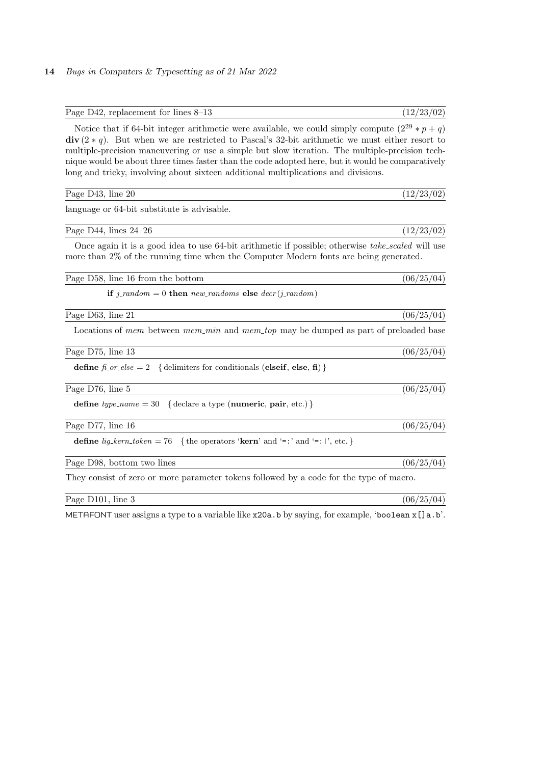Page D42, replacement for lines 8–13 (12/23/02)

Notice that if 64-bit integer arithmetic were available, we could simply compute $(2^{29} * p + q)$ **div** $(2 * q)$. But when we are restricted to Pascal's 32-bit arithmetic we must either resort to multiple-precision maneuvering or use a simple but slow iteration. The multiple-precision technique would be about three times faster than the code adopted here, but it would be comparatively long and tricky, involving about sixteen additional multiplications and divisions.

Page D43, line 20 (12/23/02)

language or 64-bit substitute is advisable.

Page D44, lines 24–26 (12/23/02)

Once again it is a good idea to use 64-bit arithmetic if possible; otherwise *take_scaled* will use more than 2% of the running time when the Computer Modern fonts are being generated.

Page D58, line 16 from the bottom (06/25/04)

**if** *j_random* = 0 **then** *new_randoms* **else** *decr*(*j_random*)

Page D63, line 21 (06/25/04)

Locations of *mem* between *mem_min* and *mem_top* may be dumped as part of preloaded base

Page D75, line 13 (06/25/04)

**define** *fi_or_else* = 2 { delimiters for conditionals (**elseif**, **else**, **fi**) }

Page D76, line 5 (06/25/04)

**define** *type_name* = 30 { declare a type (**numeric**, **pair**, etc.) }

Page D77, line 16 (06/25/04)

**define** *lig_kern_token* = 76 { the operators '**kern**' and '`=:`' and '`=:|`', etc. }

Page D98, bottom two lines (06/25/04)

They consist of zero or more parameter tokens followed by a code for the type of macro.

Page D101, line 3 (06/25/04)

METAFONT user assigns a type to a variable like `x20a.b` by saying, for example, '`boolean x[]a.b`'.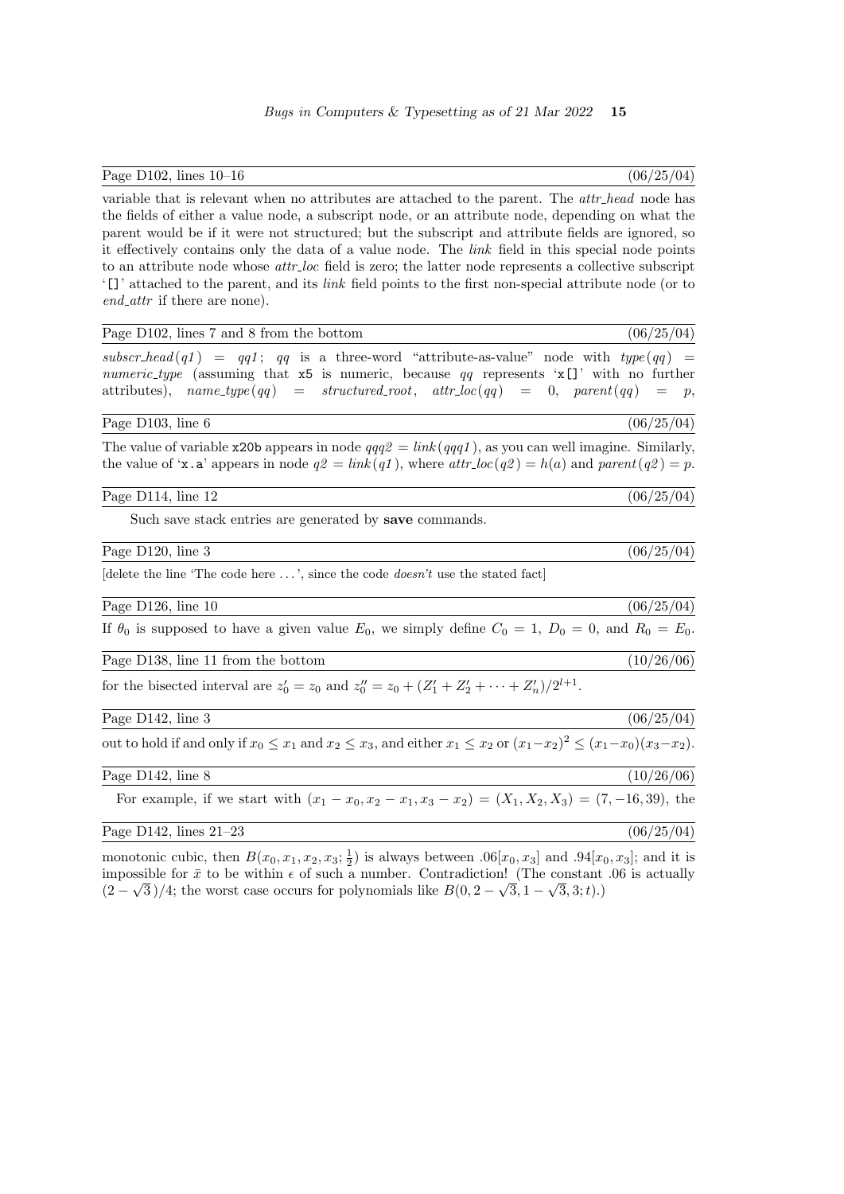Page D102, lines 10–16 (06/25/04)

variable that is relevant when no attributes are attached to the parent. The *attr_head* node has the fields of either a value node, a subscript node, or an attribute node, depending on what the parent would be if it were not structured; but the subscript and attribute fields are ignored, so it effectively contains only the data of a value node. The *link* field in this special node points to an attribute node whose *attr_loc* field is zero; the latter node represents a collective subscript '`[]`' attached to the parent, and its *link* field points to the first non-special attribute node (or to *end_attr* if there are none).

Page D102, lines 7 and 8 from the bottom (06/25/04)

$\mathit{subscr\_head}(q1) = q1$; $qq$ is a three-word "attribute-as-value" node with $\mathit{type}(qq) = \mathit{numeric\_type}$ (assuming that `x5` is numeric, because $qq$ represents '`x[]`' with no further attributes), $\mathit{name\_type}(qq) = \mathit{structured\_root}$, $\mathit{attr\_loc}(qq) = 0$, $\mathit{parent}(qq) = p$,

Page D103, line 6 (06/25/04)

The value of variable `x20b` appears in node $qqq2 = \mathit{link}(qqq1)$, as you can well imagine. Similarly, the value of '`x.a`' appears in node $q2 = \mathit{link}(q1)$, where $\mathit{attr\_loc}(q2) = h(a)$ and $\mathit{parent}(q2) = p$.

Page D114, line 12 (06/25/04)

Such save stack entries are generated by **save** commands.

Page D120, line 3 (06/25/04)

[delete the line 'The code here ...', since the code *doesn't* use the stated fact]

Page D126, line 10 (06/25/04)

If $\theta_0$ is supposed to have a given value $E_0$, we simply define $C_0 = 1$, $D_0 = 0$, and $R_0 = E_0$.

Page D138, line 11 from the bottom (10/26/06)

for the bisected interval are $z_0' = z_0$ and $z_0'' = z_0 + (Z_1' + Z_2' + \cdots + Z_n')/2^{l+1}$.

Page D142, line 3 (06/25/04)

out to hold if and only if $x_0 \le x_1$ and $x_2 \le x_3$, and either $x_1 \le x_2$ or $(x_1-x_2)^2 \le (x_1-x_0)(x_3-x_2)$.

Page D142, line 8 (10/26/06)

For example, if we start with $(x_1 - x_0, x_2 - x_1, x_3 - x_2) = (X_1, X_2, X_3) = (7, -16, 39)$, the

Page D142, lines 21–23 (06/25/04)

monotonic cubic, then $B(x_0, x_1, x_2, x_3; \frac{1}{2})$ is always between $.06[x_0, x_3]$ and $.94[x_0, x_3]$; and it is impossible for $\bar{x}$ to be within $\epsilon$ of such a number. Contradiction! (The constant .06 is actually $(2 - \sqrt{3}\,)/4$; the worst case occurs for polynomials like $B(0, 2 - \sqrt{3}, 1 - \sqrt{3}, 3; t)$.)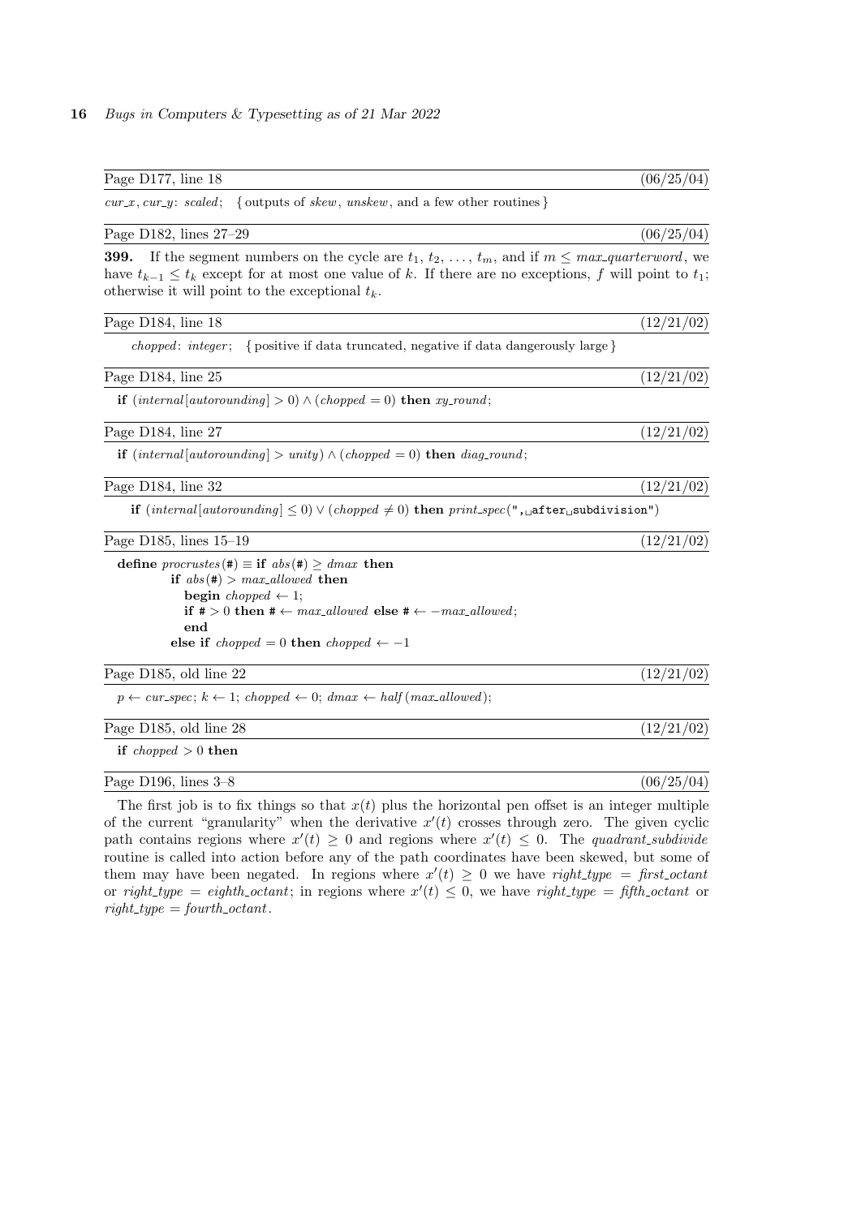Page D177, line 18 (06/25/04)

*cur_x*, *cur_y*: *scaled*; { outputs of *skew*, *unskew*, and a few other routines }

Page D182, lines 27–29 (06/25/04)

**399.** If the segment numbers on the cycle are $t_1$, $t_2$, ..., $t_m$, and if $m \le max\_quarterword$, we have $t_{k-1} \le t_k$ except for at most one value of $k$. If there are no exceptions, $f$ will point to $t_1$; otherwise it will point to the exceptional $t_k$.

Page D184, line 18 (12/21/02)

*chopped*: *integer*; { positive if data truncated, negative if data dangerously large }

Page D184, line 25 (12/21/02)

**if** $(internal[autorounding] > 0) \wedge (chopped = 0)$ **then** *xy_round*;

Page D184, line 27 (12/21/02)

**if** $(internal[autorounding] > unity) \wedge (chopped = 0)$ **then** *diag_round*;

Page D184, line 32 (12/21/02)

**if** $(internal[autorounding] \le 0) \vee (chopped \ne 0)$ **then** *print_spec*(", after subdivision")

Page D185, lines 15–19 (12/21/02)

```
define procrustes(#) ≡ if abs(#) ≥ dmax then
    if abs(#) > max_allowed then
      begin chopped ← 1;
      if # > 0 then # ← max_allowed else # ← −max_allowed;
      end
    else if chopped = 0 then chopped ← −1
```

Page D185, old line 22 (12/21/02)

$p \leftarrow cur\_spec$; $k \leftarrow 1$; $chopped \leftarrow 0$; $dmax \leftarrow half(max\_allowed)$;

Page D185, old line 28 (12/21/02)

**if** $chopped > 0$ **then**

Page D196, lines 3–8 (06/25/04)

The first job is to fix things so that $x(t)$ plus the horizontal pen offset is an integer multiple of the current "granularity" when the derivative $x'(t)$ crosses through zero. The given cyclic path contains regions where $x'(t) \ge 0$ and regions where $x'(t) \le 0$. The *quadrant_subdivide* routine is called into action before any of the path coordinates have been skewed, but some of them may have been negated. In regions where $x'(t) \ge 0$ we have $right\_type = first\_octant$ or $right\_type = eighth\_octant$; in regions where $x'(t) \le 0$, we have $right\_type = fifth\_octant$ or $right\_type = fourth\_octant$.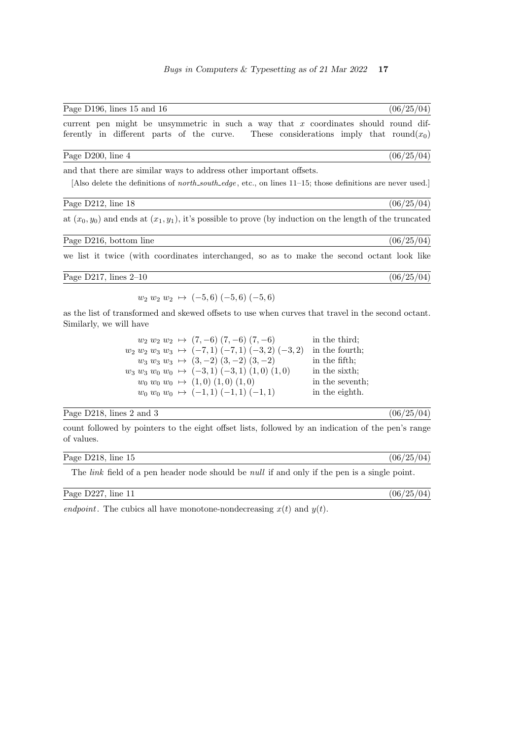Page D196, lines 15 and 16 (06/25/04)

current pen might be unsymmetric in such a way that $x$ coordinates should round differently in different parts of the curve. These considerations imply that round$(x_0)$

Page D200, line 4 (06/25/04)

and that there are similar ways to address other important offsets.

[Also delete the definitions of *north_south_edge*, etc., on lines 11–15; those definitions are never used.]

Page D212, line 18 (06/25/04)

at $(x_0, y_0)$ and ends at $(x_1, y_1)$, it's possible to prove (by induction on the length of the truncated

Page D216, bottom line (06/25/04)

we list it twice (with coordinates interchanged, so as to make the second octant look like

Page D217, lines 2–10 (06/25/04)

$$w_2\,w_2\,w_2 \;\mapsto\; (-5,6)\;(-5,6)\;(-5,6)$$

as the list of transformed and skewed offsets to use when curves that travel in the second octant. Similarly, we will have

$$\begin{array}{rcll}
w_2\,w_2\,w_2 & \mapsto & (7,-6)\;(7,-6)\;(7,-6) & \text{in the third;}\\
w_2\,w_2\,w_3\,w_3 & \mapsto & (-7,1)\;(-7,1)\;(-3,2)\;(-3,2) & \text{in the fourth;}\\
w_3\,w_3\,w_3 & \mapsto & (3,-2)\;(3,-2)\;(3,-2) & \text{in the fifth;}\\
w_3\,w_3\,w_0\,w_0 & \mapsto & (-3,1)\;(-3,1)\;(1,0)\;(1,0) & \text{in the sixth;}\\
w_0\,w_0\,w_0 & \mapsto & (1,0)\;(1,0)\;(1,0) & \text{in the seventh;}\\
w_0\,w_0\,w_0 & \mapsto & (-1,1)\;(-1,1)\;(-1,1) & \text{in the eighth.}
\end{array}$$

Page D218, lines 2 and 3 (06/25/04)

count followed by pointers to the eight offset lists, followed by an indication of the pen's range of values.

Page D218, line 15 (06/25/04)

The *link* field of a pen header node should be *null* if and only if the pen is a single point.

Page D227, line 11 (06/25/04)

*endpoint*. The cubics all have monotone-nondecreasing $x(t)$ and $y(t)$.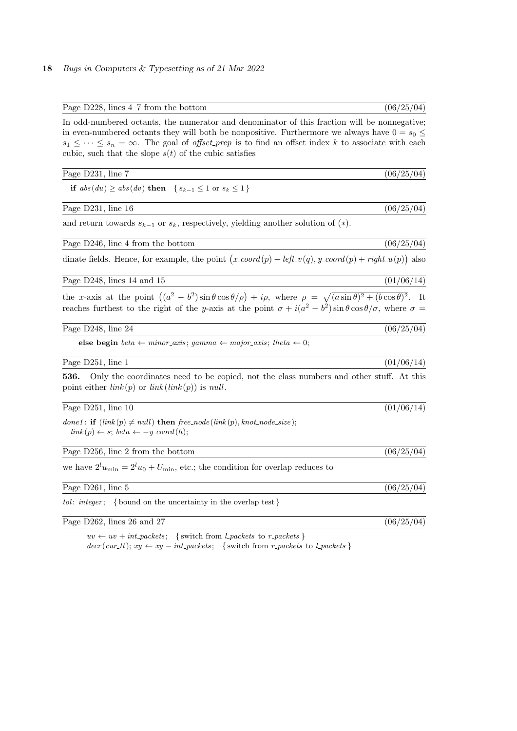Page D228, lines 4–7 from the bottom (06/25/04)

In odd-numbered octants, the numerator and denominator of this fraction will be nonnegative; in even-numbered octants they will both be nonpositive. Furthermore we always have $0 = s_0 \le s_1 \le \cdots \le s_n = \infty$. The goal of *offset_prep* is to find an offset index $k$ to associate with each cubic, such that the slope $s(t)$ of the cubic satisfies

Page D231, line 7 (06/25/04)

**if** $abs(du) \ge abs(dv)$ **then** { $s_{k-1} \le 1$ or $s_k \le 1$ }

Page D231, line 16 (06/25/04)

and return towards $s_{k-1}$ or $s_k$, respectively, yielding another solution of $(*)$.

Page D246, line 4 from the bottom (06/25/04)

dinate fields. Hence, for example, the point $\bigl(x\_coord(p) - left\_v(q), y\_coord(p) + right\_u(p)\bigr)$ also

Page D248, lines 14 and 15 (01/06/14)

the $x$-axis at the point $\bigl((a^2 - b^2)\sin\theta\cos\theta/\rho\bigr) + i\rho$, where $\rho = \sqrt{(a\sin\theta)^2 + (b\cos\theta)^2}$. It reaches furthest to the right of the $y$-axis at the point $\sigma + i(a^2 - b^2)\sin\theta\cos\theta/\sigma$, where $\sigma =$

Page D248, line 24 (06/25/04)

**else begin** *beta* ← *minor_axis*; *gamma* ← *major_axis*; *theta* ← 0;

Page D251, line 1 (01/06/14)

**536.** Only the coordinates need to be copied, not the class numbers and other stuff. At this point either *link*(*p*) or *link*(*link*(*p*)) is *null*.

Page D251, line 10 (01/06/14)

*done1*: **if** (*link*(*p*) ≠ *null*) **then** *free_node*(*link*(*p*), *knot_node_size*);
*link*(*p*) ← *s*; *beta* ← −*y_coord*(*h*);

Page D256, line 2 from the bottom (06/25/04)

we have $2^l u_{\min} = 2^l u_0 + U_{\min}$, etc.; the condition for overlap reduces to

Page D261, line 5 (06/25/04)

*tol*: *integer*; { bound on the uncertainty in the overlap test }

Page D262, lines 26 and 27 (06/25/04)

*uv* ← *uv* + *int_packets*; { switch from *l_packets* to *r_packets* }
*decr*(*cur_tt*); *xy* ← *xy* − *int_packets*; { switch from *r_packets* to *l_packets* }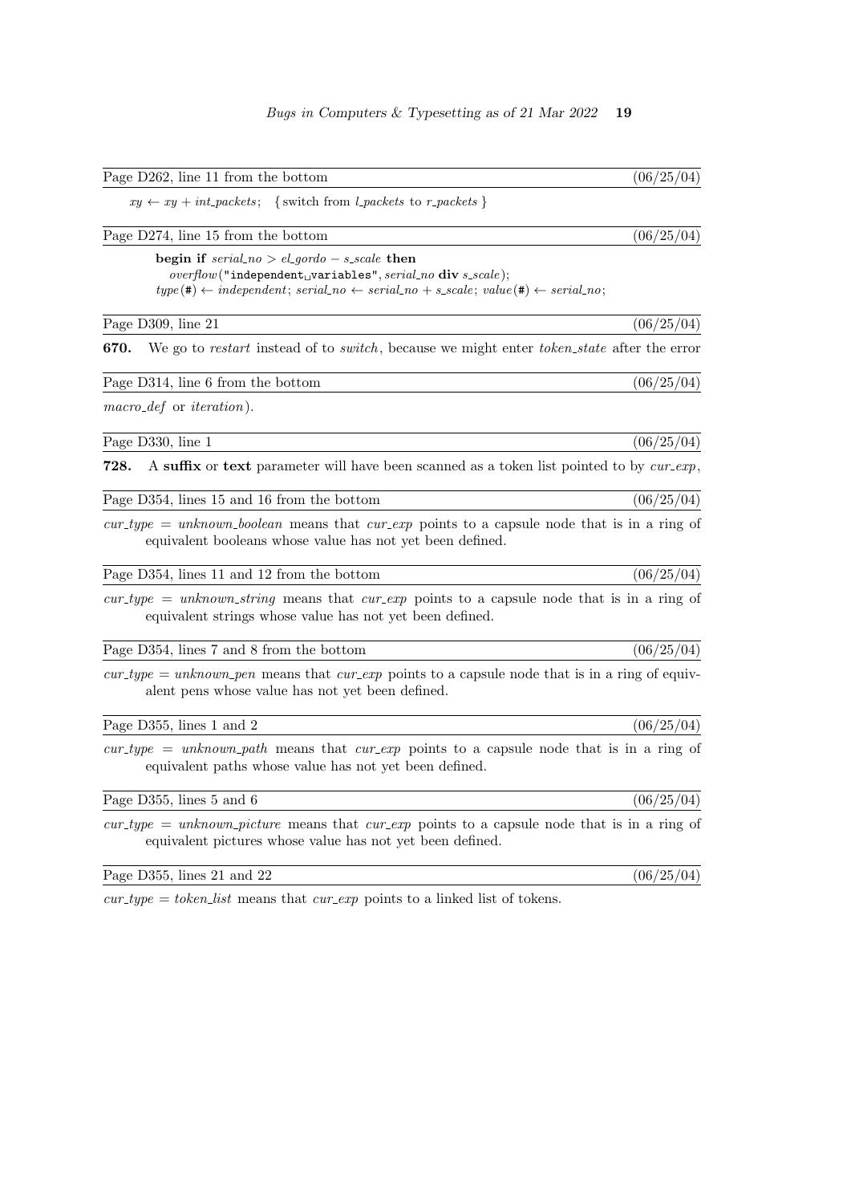Page D262, line 11 from the bottom (06/25/04)

$xy \leftarrow xy + int\_packets$; { switch from *l_packets* to *r_packets* }

Page D274, line 15 from the bottom (06/25/04)

**begin if** *serial_no* > *el_gordo* − *s_scale* **then**
*overflow*("independent␣variables", *serial_no* **div** *s_scale*);
*type*(#) ← *independent*; *serial_no* ← *serial_no* + *s_scale*; *value*(#) ← *serial_no*;

Page D309, line 21 (06/25/04)

**670.** We go to *restart* instead of to *switch*, because we might enter *token_state* after the error

Page D314, line 6 from the bottom (06/25/04)

*macro_def* or *iteration*).

Page D330, line 1 (06/25/04)

**728.** A **suffix** or **text** parameter will have been scanned as a token list pointed to by *cur_exp*,

Page D354, lines 15 and 16 from the bottom (06/25/04)

*cur_type* = *unknown_boolean* means that *cur_exp* points to a capsule node that is in a ring of equivalent booleans whose value has not yet been defined.

Page D354, lines 11 and 12 from the bottom (06/25/04)

*cur_type* = *unknown_string* means that *cur_exp* points to a capsule node that is in a ring of equivalent strings whose value has not yet been defined.

Page D354, lines 7 and 8 from the bottom (06/25/04)

*cur_type* = *unknown_pen* means that *cur_exp* points to a capsule node that is in a ring of equivalent pens whose value has not yet been defined.

Page D355, lines 1 and 2 (06/25/04)

*cur_type* = *unknown_path* means that *cur_exp* points to a capsule node that is in a ring of equivalent paths whose value has not yet been defined.

Page D355, lines 5 and 6 (06/25/04)

*cur_type* = *unknown_picture* means that *cur_exp* points to a capsule node that is in a ring of equivalent pictures whose value has not yet been defined.

Page D355, lines 21 and 22 (06/25/04)

*cur_type* = *token_list* means that *cur_exp* points to a linked list of tokens.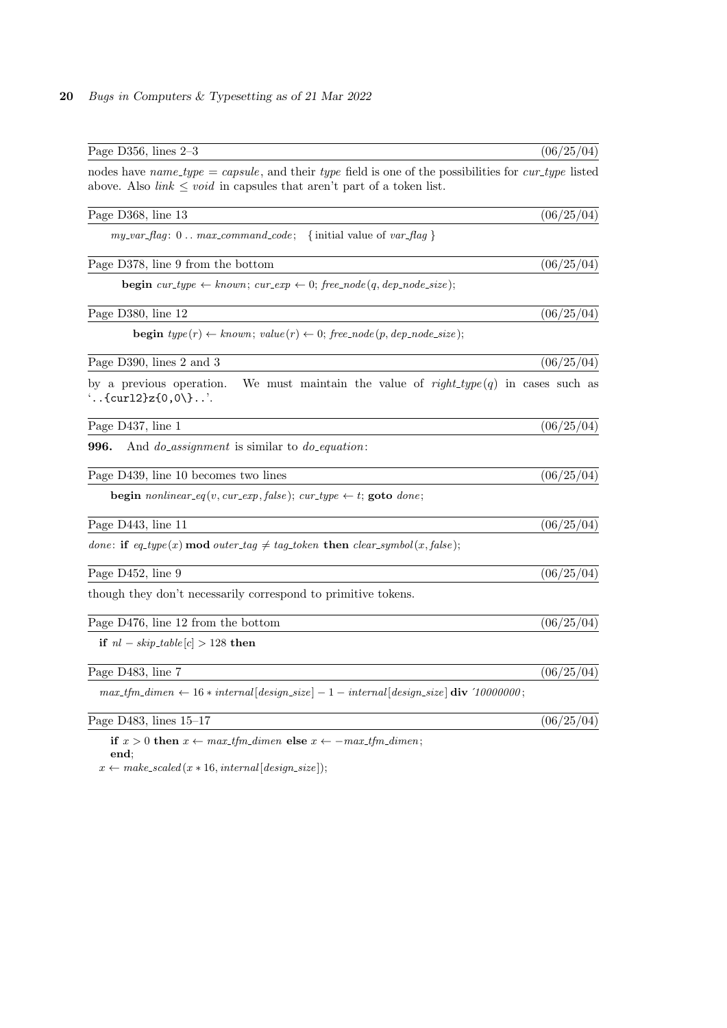Page D356, lines 2–3 (06/25/04)

nodes have *name_type* = *capsule*, and their *type* field is one of the possibilities for *cur_type* listed above. Also *link* ≤ *void* in capsules that aren't part of a token list.

Page D368, line 13 (06/25/04)

*my_var_flag*: 0 .. *max_command_code*; { initial value of *var_flag* }

Page D378, line 9 from the bottom (06/25/04)

**begin** *cur_type* ← *known*; *cur_exp* ← 0; *free_node*(*q*, *dep_node_size*);

Page D380, line 12 (06/25/04)

**begin** *type*(*r*) ← *known*; *value*(*r*) ← 0; *free_node*(*p*, *dep_node_size*);

Page D390, lines 2 and 3 (06/25/04)

by a previous operation. We must maintain the value of *right_type*(*q*) in cases such as '`..{curl2}z{0,0\}..`'.

Page D437, line 1 (06/25/04)

**996.** And *do_assignment* is similar to *do_equation*:

Page D439, line 10 becomes two lines (06/25/04)

**begin** *nonlinear_eq*(*v*, *cur_exp*, *false*); *cur_type* ← *t*; **goto** *done*;

Page D443, line 11 (06/25/04)

*done*: **if** *eq_type*(*x*) **mod** *outer_tag* ≠ *tag_token* **then** *clear_symbol*(*x*, *false*);

Page D452, line 9 (06/25/04)

though they don't necessarily correspond to primitive tokens.

Page D476, line 12 from the bottom (06/25/04)

**if** *nl* − *skip_table*[*c*] > 128 **then**

Page D483, line 7 (06/25/04)

*max_tfm_dimen* ← 16 ∗ *internal*[*design_size*] − 1 − *internal*[*design_size*] **div** ´*10000000*;

Page D483, lines 15–17 (06/25/04)

**if** *x* > 0 **then** *x* ← *max_tfm_dimen* **else** *x* ← −*max_tfm_dimen*;
**end**;
*x* ← *make_scaled*(*x* ∗ 16, *internal*[*design_size*]);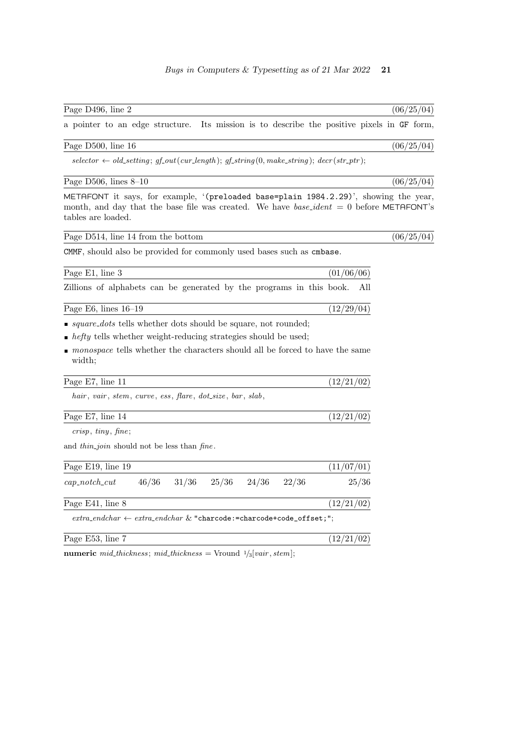Page D496, line 2 (06/25/04)

a pointer to an edge structure. Its mission is to describe the positive pixels in `GF` form,

Page D500, line 16 (06/25/04)

*selector* ← *old_setting*; *gf_out*(*cur_length*); *gf_string*(0, *make_string*); *decr*(*str_ptr*);

Page D506, lines 8–10 (06/25/04)

METAFONT it says, for example, '`(preloaded base=plain 1984.2.29)`', showing the year, month, and day that the base file was created. We have *base_ident* = 0 before METAFONT's tables are loaded.

Page D514, line 14 from the bottom (06/25/04)

`CMMF`, should also be provided for commonly used bases such as `cmbase`.

Page E1, line 3 (01/06/06)

Zillions of alphabets can be generated by the programs in this book. All

Page E6, lines 16–19 (12/29/04)

- *square_dots* tells whether dots should be square, not rounded;
- *hefty* tells whether weight-reducing strategies should be used;
- *monospace* tells whether the characters should all be forced to have the same width;

Page E7, line 11 (12/21/02)

*hair*, *vair*, *stem*, *curve*, *ess*, *flare*, *dot_size*, *bar*, *slab*,

Page E7, line 14 (12/21/02)

*crisp*, *tiny*, *fine*;

and *thin_join* should not be less than *fine*.

Page E19, line 19 (11/07/01)

| *cap_notch_cut* | 46/36 | 31/36 | 25/36 | 24/36 | 22/36 | 25/36 |
|---|---|---|---|---|---|---|

Page E41, line 8 (12/21/02)

*extra_endchar* ← *extra_endchar* & `"charcode:=charcode+code_offset;"`;

Page E53, line 7 (12/21/02)

**numeric** *mid_thickness*; *mid_thickness* = Vround $1/3$[*vair*, *stem*];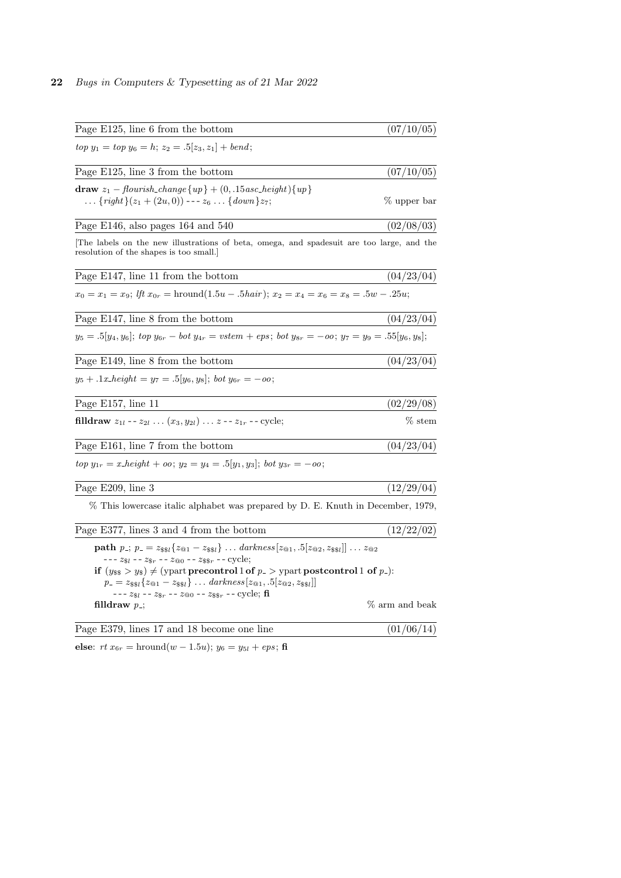Page E125, line 6 from the bottom (07/10/05)

$top\ y_1 = top\ y_6 = h;\ z_2 = .5[z_3, z_1] + bend;$

Page E125, line 3 from the bottom (07/10/05)

**draw** $z_1 - flourish\_change\{up\} + (0, .15asc\_height)\{up\}$
$\ldots\{right\}(z_1 + (2u, 0))$ --- $z_6 \ldots \{down\}z_7;$ % upper bar

Page E146, also pages 164 and 540 (02/08/03)

[The labels on the new illustrations of beta, omega, and spadesuit are too large, and the resolution of the shapes is too small.]

Page E147, line 11 from the bottom (04/23/04)

$x_0 = x_1 = x_9;\ lft\ x_{0r} = \mathrm{hround}(1.5u - .5hair);\ x_2 = x_4 = x_6 = x_8 = .5w - .25u;$

Page E147, line 8 from the bottom (04/23/04)

$y_5 = .5[y_4, y_6];\ top\ y_{6r} - bot\ y_{4r} = vstem + eps;\ bot\ y_{8r} = -oo;\ y_7 = y_9 = .55[y_6, y_8];$

Page E149, line 8 from the bottom (04/23/04)

$y_5 + .1x\_height = y_7 = .5[y_6, y_8];\ bot\ y_{6r} = -oo;$

Page E157, line 11 (02/29/08)

**filldraw** $z_{1l}$ -- $z_{2l} \ldots (x_3, y_{2l}) \ldots z$ -- $z_{1r}$ -- cycle; % stem

Page E161, line 7 from the bottom (04/23/04)

$top\ y_{1r} = x\_height + oo;\ y_2 = y_4 = .5[y_1, y_3];\ bot\ y_{3r} = -oo;$

Page E209, line 3 (12/29/04)

% This lowercase italic alphabet was prepared by D. E. Knuth in December, 1979,

Page E377, lines 3 and 4 from the bottom (12/22/02)

**path** $p\_;\ p\_ = z_{\$\$l}\{z_{@1} - z_{\$\$l}\} \ldots darkness[z_{@1}, .5[z_{@2}, z_{\$\$l}]] \ldots z_{@2}$
--- $z_{\$l}$ -- $z_{\$r}$ -- $z_{@0}$ -- $z_{\$\$r}$ -- cycle;
**if** $(y_{\$\$} > y_{\$}) \neq$ (ypart **precontrol** 1 **of** $p\_ >$ ypart **postcontrol** 1 **of** $p\_$):
$p\_ = z_{\$\$l}\{z_{@1} - z_{\$\$l}\} \ldots darkness[z_{@1}, .5[z_{@2}, z_{\$\$l}]]$
--- $z_{\$l}$ -- $z_{\$r}$ -- $z_{@0}$ -- $z_{\$\$r}$ -- cycle; **fi**
**filldraw** $p\_$; % arm and beak

Page E379, lines 17 and 18 become one line (01/06/14)

**else**: $rt\ x_{6r} = \mathrm{hround}(w - 1.5u);\ y_6 = y_{5l} + eps;$ **fi**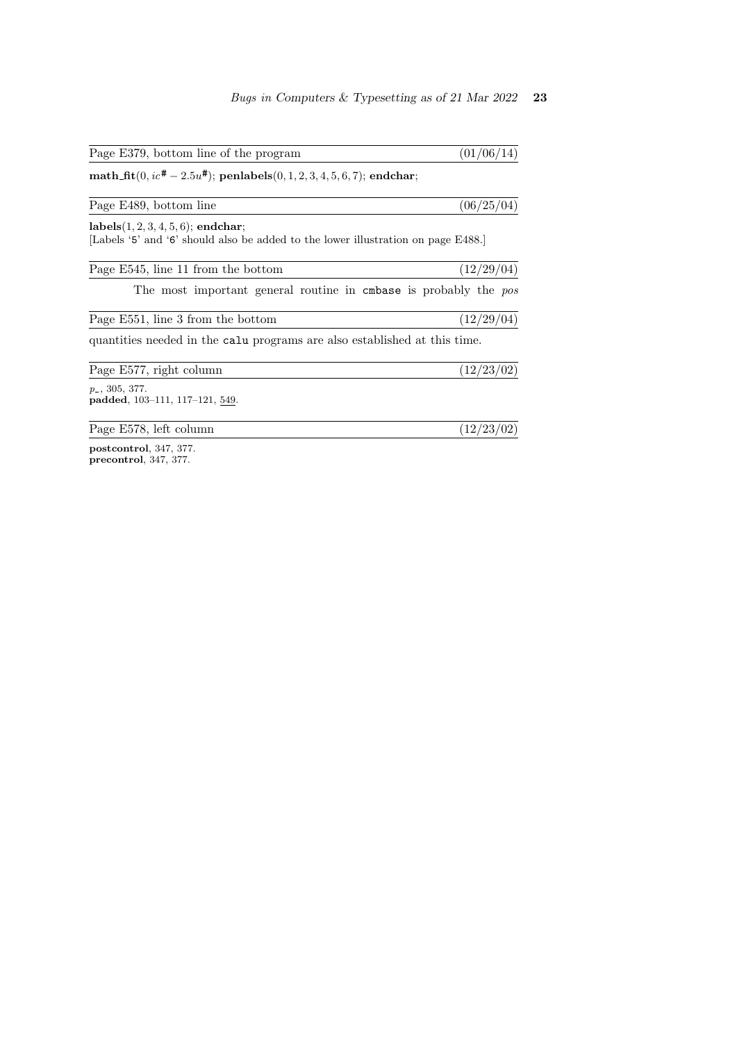Page E379, bottom line of the program (01/06/14)

**math_fit**$(0, ic^{\#} - 2.5u^{\#})$; **penlabels**$(0, 1, 2, 3, 4, 5, 6, 7)$; **endchar**;

Page E489, bottom line (06/25/04)

**labels**$(1, 2, 3, 4, 5, 6)$; **endchar**;
[Labels '5' and '6' should also be added to the lower illustration on page E488.]

Page E545, line 11 from the bottom (12/29/04)

The most important general routine in `cmbase` is probably the *pos*

Page E551, line 3 from the bottom (12/29/04)

quantities needed in the `calu` programs are also established at this time.

Page E577, right column (12/23/02)

$p_-$, 305, 377.
**padded**, 103–111, 117–121, 549.

Page E578, left column (12/23/02)

**postcontrol**, 347, 377.
**precontrol**, 347, 377.